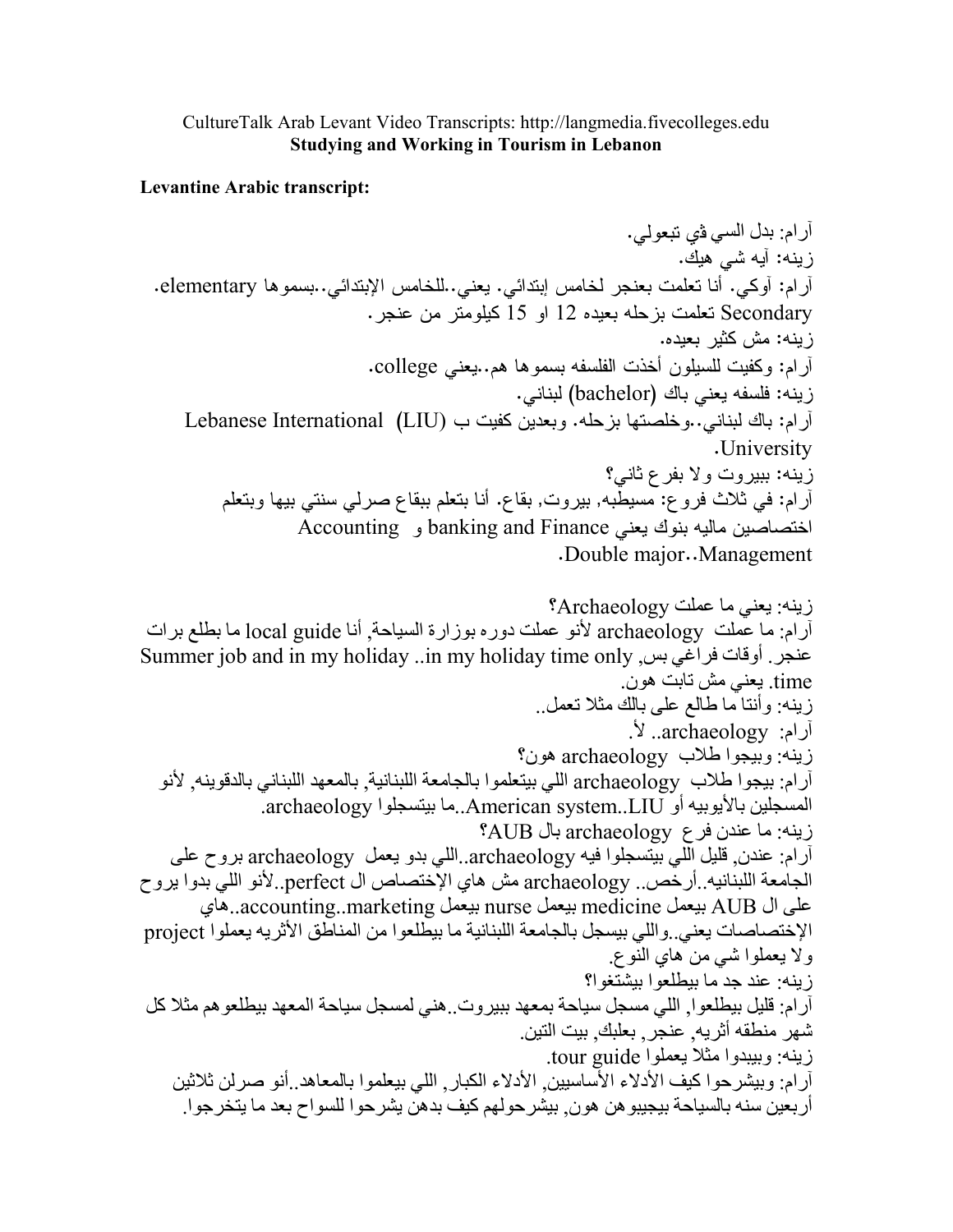CultureTalk Arab Levant Video Transcripts: http://langmedia.fivecolleges.edu

**Studying and Working in Tourism in Lebanon**

**Levantine Arabic transcript:**

آرام: بدل السي ڤي تبعولي.

زينه: آيه شي هيك.

آرام: أوكي. أنا تعلمت بعنجر لخامس إبتدائي. يعني..للخامس الإبتدائي..بسموها elementary. Secondary تعلمت بزحله بعيده 12 او 15 كيلومتر من عنجر.

زينه: مش كثير بعيده.

آرام: وكفيت للسيلون أخذت الفلسفه بسموها هم..يعني college.

زينه: فلسفه يعني باك (bachelor) لبناني.

آرام: باك لبناني..وخلصتها بزحله. وبعدين كفيت ب (LIU) Lebanese International University.

زينه: ببيروت ولا بفرع ثاني؟

آرام: في ثلاث فروع: مسيطبه, بيروت, بقاع. أنا بتعلم ببقاع صرلي سنتي بيها وبتعلم اختصاصين ماليه بنوك يعني banking and Finance و Accounting Management..Double major.

زينه: يعني ما عملت Archaeology؟

آرام: ما عملت archaeology لأنو عملت دوره بوزارة السياحة, أنا local guide ما بطلع برات عنجر. أوقات فراغي بس, Summer job and in my holiday ..in my holiday time only time. يعني مش ثابت هون.

زينه: وأنتا ما طالع على بالك مثلا تعمل..

آرام: archaeology.. لأ.

زينه: وبيجوا طلاب archaeology هون؟

آرام: بيجوا طلاب archaeology اللي بيتعلموا بالجامعة اللبنانية, بالمعهد اللبناني بالدقوينه, لأنو المسجلين بالأيوبيه أو American system..LIU..ما بيتسجلوا archaeology.

زينه: ما عندن فرع archaeology بال AUB؟

آرام: عندن, قليل اللي بيتسجلوا فيه archaeology..اللي بدو يعمل archaeology بروح على الجامعة اللبنانيه..أرخص.. archaeology مش هاي الإختصاص ال perfect..لأنو اللي بدوا يروح على ال AUB بيعمل medicine بيعمل nurse بيعمل accounting..marketing..هاي الإختصاصات يعني..واللي بيسجل بالجامعة اللبنانية ما بيطلعوا من المناطق الأثريه يعملوا project ولا يعملوا شي من هاي النوع.

زينه: عند جد ما بيطلعوا بيشتغوا؟

آرام: قليل بيطلعوا, اللي مسجل سياحة بمعهد ببيروت..هني لمسجل سياحة المعهد بيطلعوهم مثلا كل شهر منطقه أثريه, عنجر, بعلبك, بيت التين.

زينه: وبيبدوا مثلا يعملوا tour guide.

آرام: وبيشرحوا كيف الأدلاء الأساسيين, الأدلاء الكبار, اللي بيعلموا بالمعاهد..أنو صرلن ثلاثين أربعين سنه بالسياحة بيجيبوهن هون, بيشرحولهم كيف بدهن يشرحوا للسواح بعد ما يتخرجوا.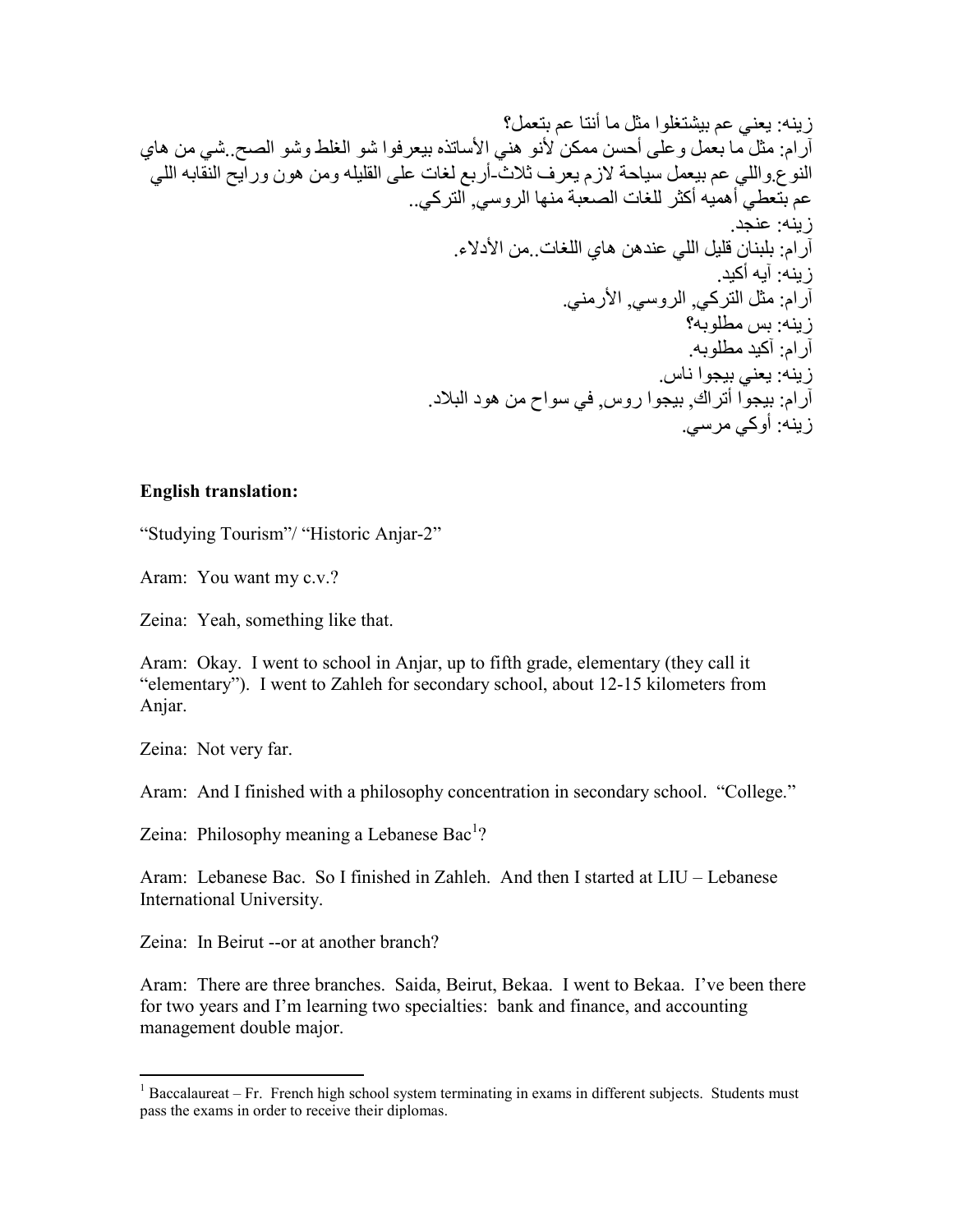زينه: يعني عم بيشتغلوا مثل ما أنتا عم بتعمل؟
آرام: مثل ما بعمل وعلى أحسن ممكن لأنو هني الأساتذه بيعرفوا شو الغلط وشو الصح..شي من هاي النوع.واللي عم بيعمل سياحة لازم يعرف ثلاث-أربع لغات على القليله ومن هون ورايح النقابه اللي عم بتعطي أهميه أكثر للغات الصعبة منها الروسي, التركي..
زينه: عنجد.
آرام: بلبنان قليل اللي عندهن هاي اللغات..من الأدلاء.
زينه: آيه أكيد.
آرام: مثل التركي, الروسي, الأرمني.
زينه: بس مطلوبه؟
آرام: آكيد مطلوبه.
زينه: يعني بيجوا ناس.
آرام: بيجوا أتراك, بيجوا روس, في سواح من هود البلاد.
زينه: أوكي مرسي.

**English translation:**

"Studying Tourism"/ "Historic Anjar-2"

Aram: You want my c.v.?

Zeina: Yeah, something like that.

Aram: Okay. I went to school in Anjar, up to fifth grade, elementary (they call it "elementary"). I went to Zahleh for secondary school, about 12-15 kilometers from Anjar.

Zeina: Not very far.

Aram: And I finished with a philosophy concentration in secondary school. "College."

Zeina: Philosophy meaning a Lebanese Bac[1]?

Aram: Lebanese Bac. So I finished in Zahleh. And then I started at LIU – Lebanese International University.

Zeina: In Beirut --or at another branch?

Aram: There are three branches. Saida, Beirut, Bekaa. I went to Bekaa. I've been there for two years and I'm learning two specialties: bank and finance, and accounting management double major.

[1] Baccalaureat – Fr. French high school system terminating in exams in different subjects. Students must pass the exams in order to receive their diplomas.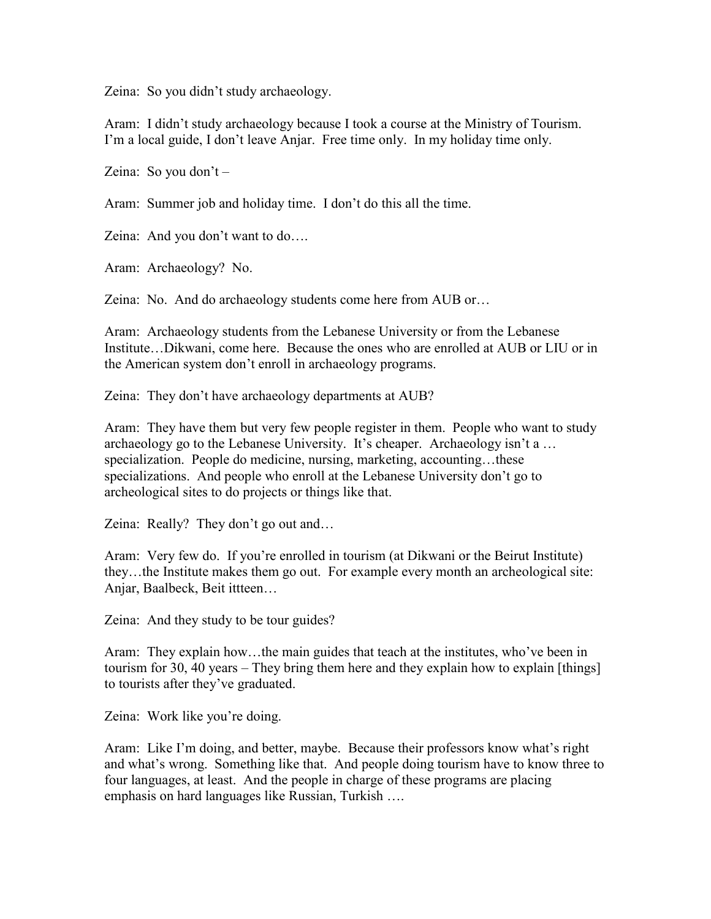Zeina: So you didn't study archaeology.

Aram: I didn't study archaeology because I took a course at the Ministry of Tourism. I'm a local guide, I don't leave Anjar. Free time only. In my holiday time only.

Zeina: So you don't –

Aram: Summer job and holiday time. I don't do this all the time.

Zeina: And you don't want to do….

Aram: Archaeology? No.

Zeina: No. And do archaeology students come here from AUB or…

Aram: Archaeology students from the Lebanese University or from the Lebanese Institute…Dikwani, come here. Because the ones who are enrolled at AUB or LIU or in the American system don't enroll in archaeology programs.

Zeina: They don't have archaeology departments at AUB?

Aram: They have them but very few people register in them. People who want to study archaeology go to the Lebanese University. It's cheaper. Archaeology isn't a … specialization. People do medicine, nursing, marketing, accounting…these specializations. And people who enroll at the Lebanese University don't go to archeological sites to do projects or things like that.

Zeina: Really? They don't go out and…

Aram: Very few do. If you're enrolled in tourism (at Dikwani or the Beirut Institute) they…the Institute makes them go out. For example every month an archeological site: Anjar, Baalbeck, Beit ittteen…

Zeina: And they study to be tour guides?

Aram: They explain how…the main guides that teach at the institutes, who've been in tourism for 30, 40 years – They bring them here and they explain how to explain [things] to tourists after they've graduated.

Zeina: Work like you're doing.

Aram: Like I'm doing, and better, maybe. Because their professors know what's right and what's wrong. Something like that. And people doing tourism have to know three to four languages, at least. And the people in charge of these programs are placing emphasis on hard languages like Russian, Turkish ….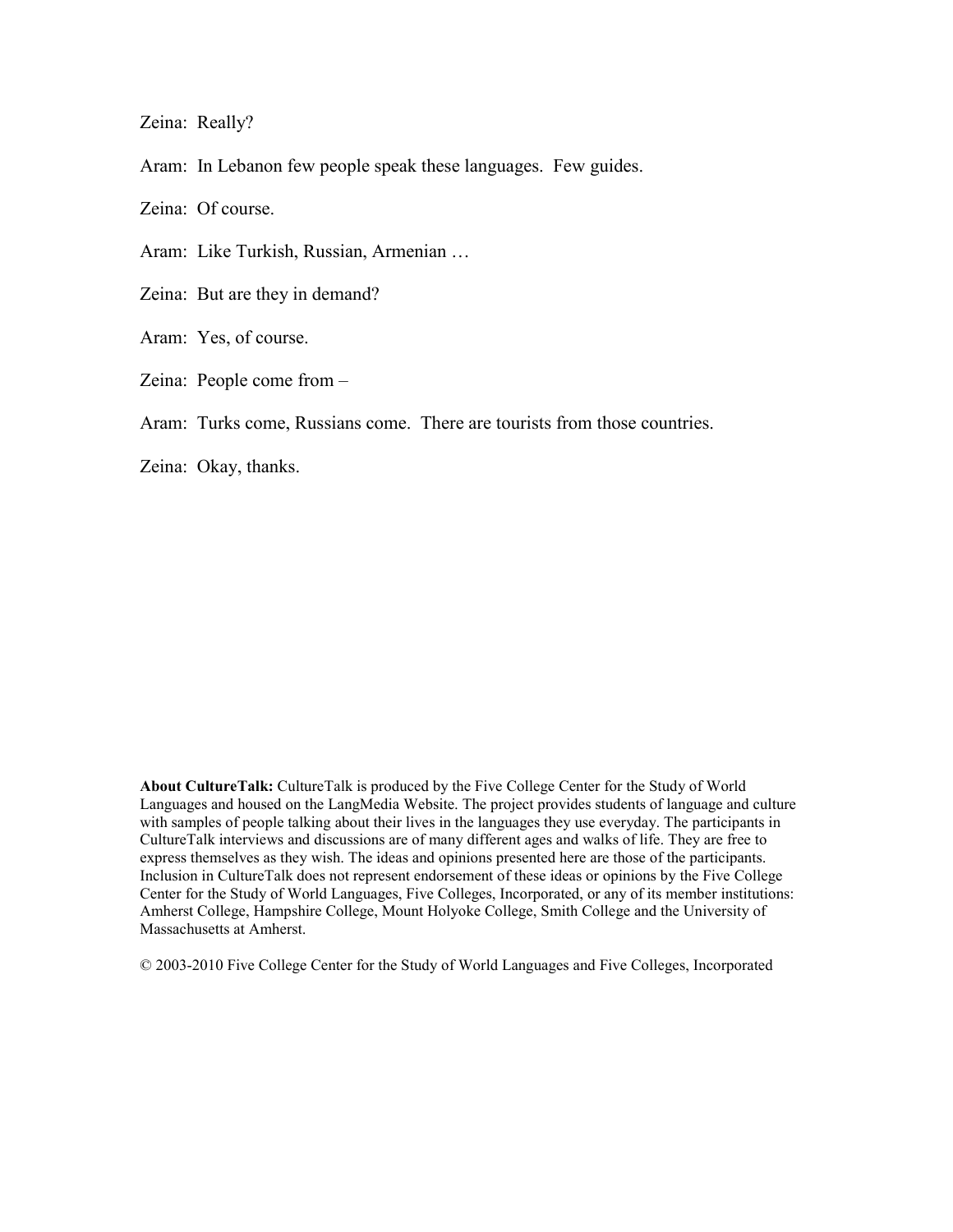Zeina: Really?

Aram: In Lebanon few people speak these languages. Few guides.

Zeina: Of course.

Aram: Like Turkish, Russian, Armenian …

Zeina: But are they in demand?

Aram: Yes, of course.

Zeina: People come from –

Aram: Turks come, Russians come. There are tourists from those countries.

Zeina: Okay, thanks.

**About CultureTalk:** CultureTalk is produced by the Five College Center for the Study of World Languages and housed on the LangMedia Website. The project provides students of language and culture with samples of people talking about their lives in the languages they use everyday. The participants in CultureTalk interviews and discussions are of many different ages and walks of life. They are free to express themselves as they wish. The ideas and opinions presented here are those of the participants. Inclusion in CultureTalk does not represent endorsement of these ideas or opinions by the Five College Center for the Study of World Languages, Five Colleges, Incorporated, or any of its member institutions: Amherst College, Hampshire College, Mount Holyoke College, Smith College and the University of Massachusetts at Amherst.

© 2003-2010 Five College Center for the Study of World Languages and Five Colleges, Incorporated